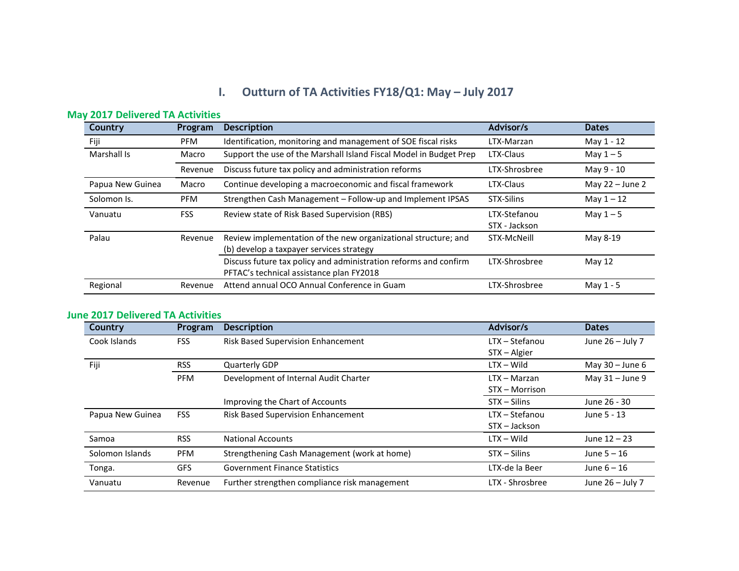# I. Outturn of TA Activities FY18/Q1: May – July 2017

## May 2017 Delivered TA Activities

| Country | Program | Description | Advisor/s | Dates |
|---|---|---|---|---|
| Fiji | PFM | Identification, monitoring and management of SOE fiscal risks | LTX-Marzan | May 1 - 12 |
| Marshall Is | Macro | Support the use of the Marshall Island Fiscal Model in Budget Prep | LTX-Claus | May 1 – 5 |
| | Revenue | Discuss future tax policy and administration reforms | LTX-Shrosbree | May 9 - 10 |
| Papua New Guinea | Macro | Continue developing a macroeconomic and fiscal framework | LTX-Claus | May 22 – June 2 |
| Solomon Is. | PFM | Strengthen Cash Management – Follow-up and Implement IPSAS | STX-Silins | May 1 – 12 |
| Vanuatu | FSS | Review state of Risk Based Supervision (RBS) | LTX-Stefanou<br>STX - Jackson | May 1 – 5 |
| Palau | Revenue | Review implementation of the new organizational structure; and (b) develop a taxpayer services strategy | STX-McNeill | May 8-19 |
| | | Discuss future tax policy and administration reforms and confirm PFTAC's technical assistance plan FY2018 | LTX-Shrosbree | May 12 |
| Regional | Revenue | Attend annual OCO Annual Conference in Guam | LTX-Shrosbree | May 1 - 5 |

## June 2017 Delivered TA Activities

| Country | Program | Description | Advisor/s | Dates |
|---|---|---|---|---|
| Cook Islands | FSS | Risk Based Supervision Enhancement | LTX – Stefanou<br>STX – Algier | June 26 – July 7 |
| Fiji | RSS | Quarterly GDP | LTX – Wild | May 30 – June 6 |
| | PFM | Development of Internal Audit Charter | LTX – Marzan<br>STX – Morrison | May 31 – June 9 |
| | | Improving the Chart of Accounts | STX – Silins | June 26 - 30 |
| Papua New Guinea | FSS | Risk Based Supervision Enhancement | LTX – Stefanou<br>STX – Jackson | June 5 - 13 |
| Samoa | RSS | National Accounts | LTX – Wild | June 12 – 23 |
| Solomon Islands | PFM | Strengthening Cash Management (work at home) | STX – Silins | June 5 – 16 |
| Tonga. | GFS | Government Finance Statistics | LTX-de la Beer | June 6 – 16 |
| Vanuatu | Revenue | Further strengthen compliance risk management | LTX - Shrosbree | June 26 – July 7 |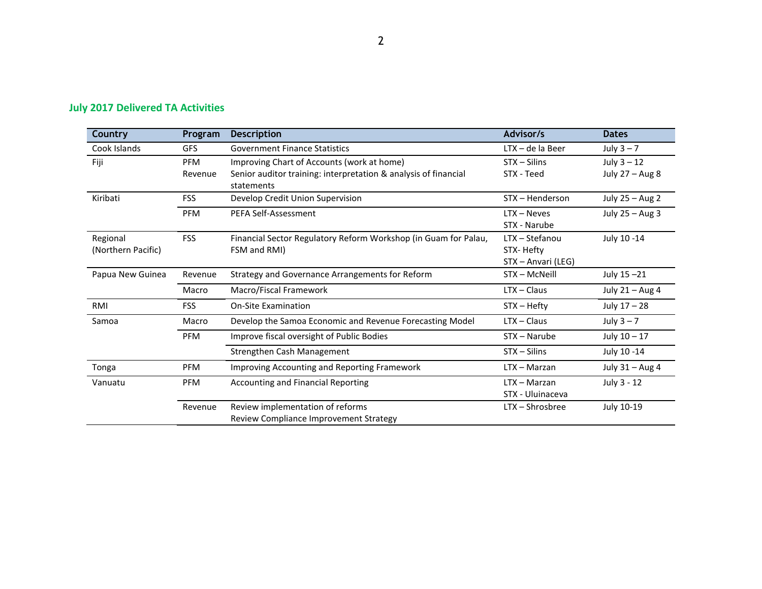## July 2017 Delivered TA Activities

| Country | Program | Description | Advisor/s | Dates |
|---|---|---|---|---|
| Cook Islands | GFS | Government Finance Statistics | LTX – de la Beer | July 3 – 7 |
| Fiji | PFM | Improving Chart of Accounts (work at home) | STX – Silins | July 3 – 12 |
| | Revenue | Senior auditor training: interpretation & analysis of financial statements | STX - Teed | July 27 – Aug 8 |
| Kiribati | FSS | Develop Credit Union Supervision | STX – Henderson | July 25 – Aug 2 |
| | PFM | PEFA Self-Assessment | LTX – Neves<br>STX - Narube | July 25 – Aug 3 |
| Regional (Northern Pacific) | FSS | Financial Sector Regulatory Reform Workshop (in Guam for Palau, FSM and RMI) | LTX – Stefanou<br>STX- Hefty<br>STX – Anvari (LEG) | July 10 -14 |
| Papua New Guinea | Revenue | Strategy and Governance Arrangements for Reform | STX – McNeill | July 15 –21 |
| | Macro | Macro/Fiscal Framework | LTX – Claus | July 21 – Aug 4 |
| RMI | FSS | On-Site Examination | STX – Hefty | July 17 – 28 |
| Samoa | Macro | Develop the Samoa Economic and Revenue Forecasting Model | LTX – Claus | July 3 – 7 |
| | PFM | Improve fiscal oversight of Public Bodies | STX – Narube | July 10 – 17 |
| | | Strengthen Cash Management | STX – Silins | July 10 -14 |
| Tonga | PFM | Improving Accounting and Reporting Framework | LTX – Marzan | July 31 – Aug 4 |
| Vanuatu | PFM | Accounting and Financial Reporting | LTX – Marzan<br>STX - Uluinaceva | July 3 - 12 |
| | Revenue | Review implementation of reforms<br>Review Compliance Improvement Strategy | LTX – Shrosbree | July 10-19 |